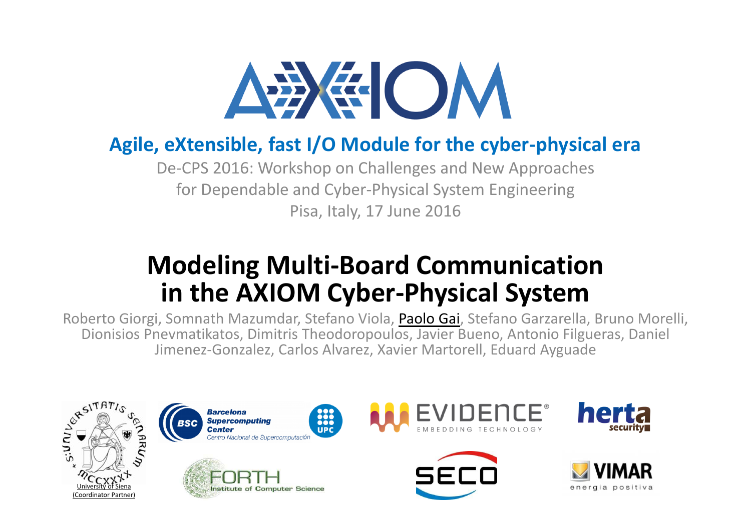# AXIOM

**Agile, eXtensible, fast I/O Module for the cyber-physical era**

De-CPS 2016: Workshop on Challenges and New Approaches for Dependable and Cyber-Physical System Engineering

Pisa, Italy, 17 June 2016

# Modeling Multi-Board Communication in the AXIOM Cyber-Physical System

Roberto Giorgi, Somnath Mazumdar, Stefano Viola, Paolo Gai, Stefano Garzarella, Bruno Morelli, Dionisios Pnevmatikatos, Dimitris Theodoropoulos, Javier Bueno, Antonio Filgueras, Daniel Jimenez-Gonzalez, Carlos Alvarez, Xavier Martorell, Eduard Ayguade

University of Siena (Coordinator Partner)

Barcelona Supercomputing Center – Centro Nacional de Supercomputación

UPC

EVIDENCE – EMBEDDING TECHNOLOGY

herta security

FORTH Institute of Computer Science

SECO

VIMAR energia positiva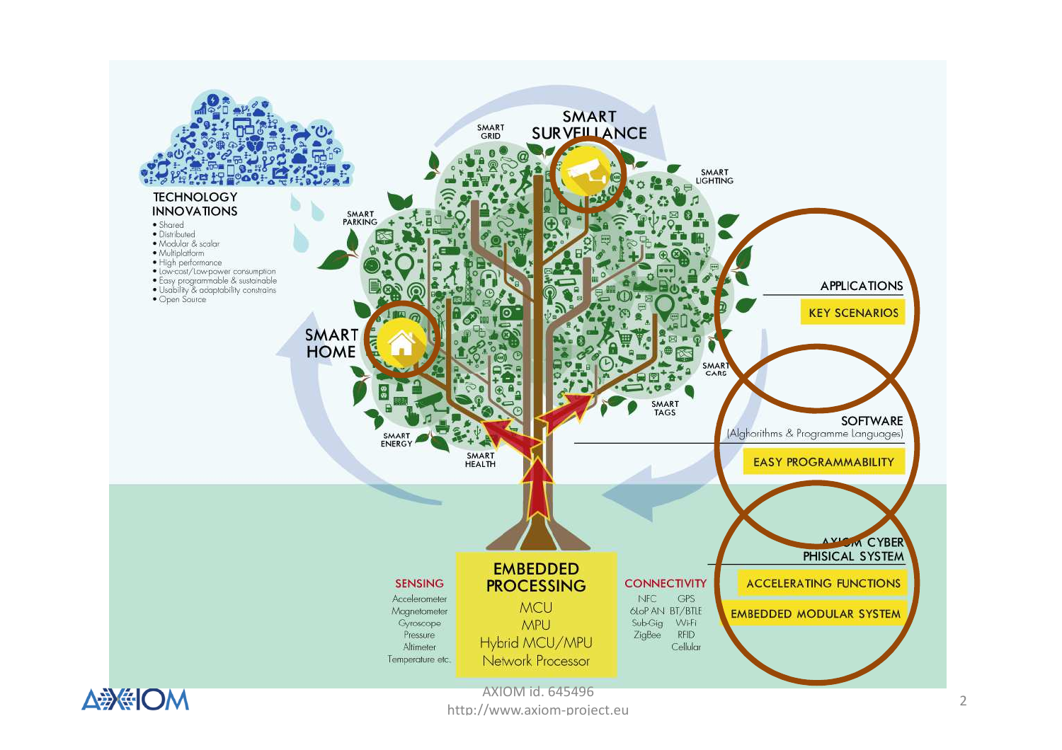TECHNOLOGY INNOVATIONS

- Shared
- Distributed
- Modular & scalar
- Multiplatform
- High performance
- Low-cost/Low-power consumption
- Easy programmable & sustainable
- Usability & adaptability constrains
- Open Source

SMART GRID

SMART SURVEILLANCE

SMART LIGHTING

SMART PARKING

SMART HOME

SMART CARS

SMART TAGS

SMART ENERGY

SMART HEALTH

APPLICATIONS

KEY SCENARIOS

SOFTWARE (Alghorithms & Programme Languages)

EASY PROGRAMMABILITY

AXIOM CYBER PHISICAL SYSTEM

ACCELERATING FUNCTIONS

EMBEDDED MODULAR SYSTEM

SENSING

Accelerometer
Magnetometer
Gyroscope
Pressure
Altimeter
Temperature etc.

EMBEDDED PROCESSING

MCU
MPU
Hybrid MCU/MPU
Network Processor

CONNECTIVITY

NFC, GPS, 6LoP AN, BT/BTLE, Sub-Gig, Wi-Fi, ZigBee, RFID, Cellular

AXIOM id. 645496
http://www.axiom-project.eu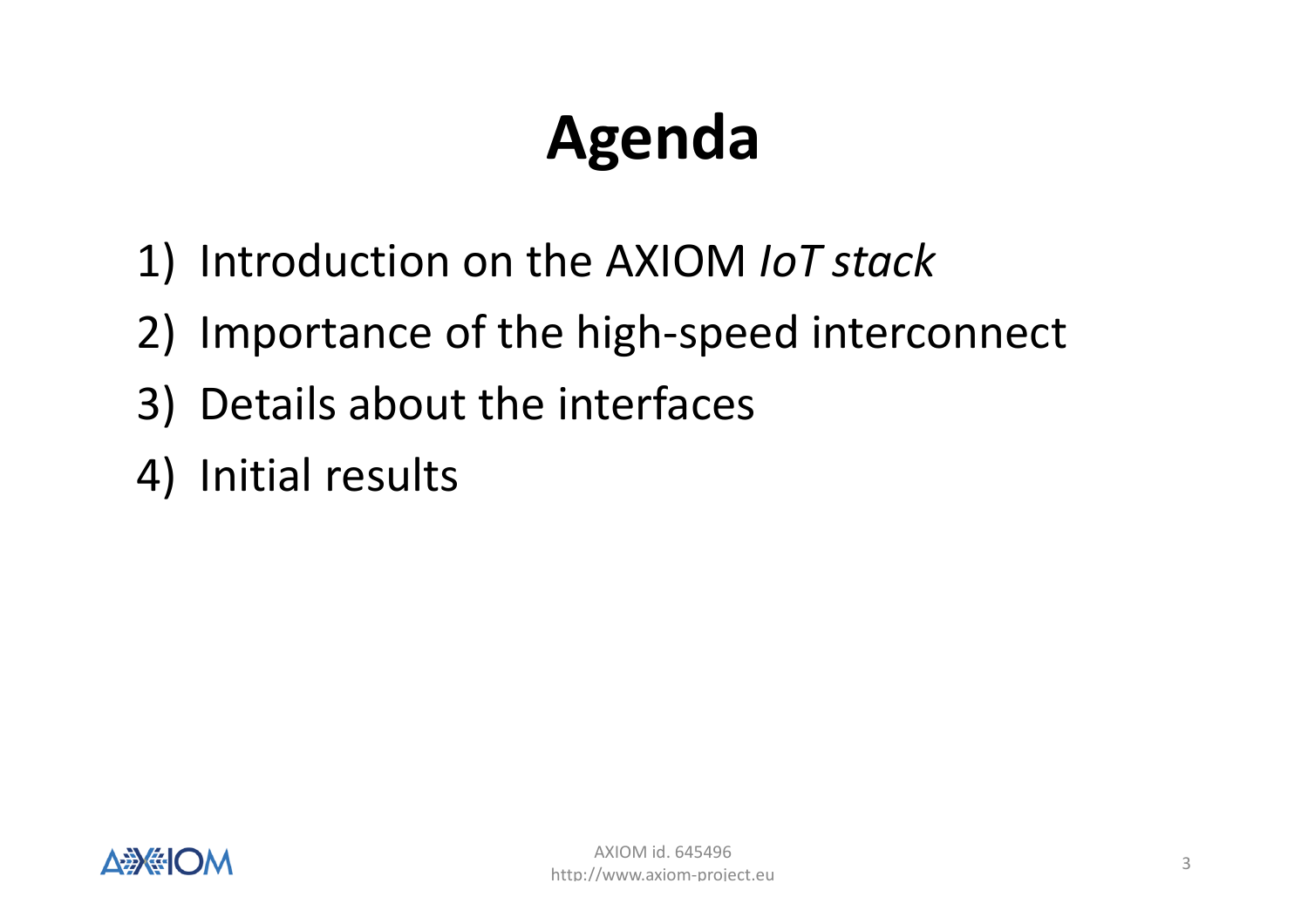# Agenda

1) Introduction on the AXIOM *IoT stack*
2) Importance of the high-speed interconnect
3) Details about the interfaces
4) Initial results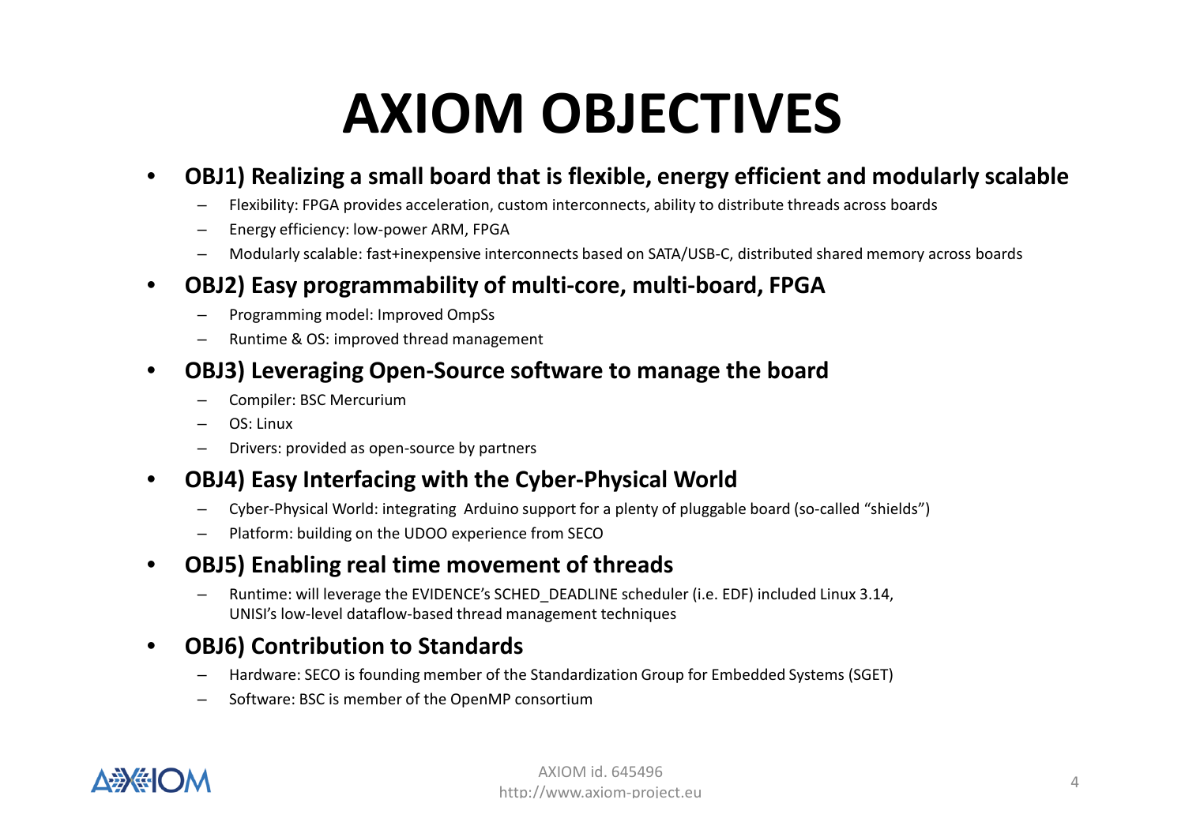# AXIOM OBJECTIVES

- **OBJ1) Realizing a small board that is flexible, energy efficient and modularly scalable**
  - Flexibility: FPGA provides acceleration, custom interconnects, ability to distribute threads across boards
  - Energy efficiency: low-power ARM, FPGA
  - Modularly scalable: fast+inexpensive interconnects based on SATA/USB-C, distributed shared memory across boards
- **OBJ2) Easy programmability of multi-core, multi-board, FPGA**
  - Programming model: Improved OmpSs
  - Runtime & OS: improved thread management
- **OBJ3) Leveraging Open-Source software to manage the board**
  - Compiler: BSC Mercurium
  - OS: Linux
  - Drivers: provided as open-source by partners
- **OBJ4) Easy Interfacing with the Cyber-Physical World**
  - Cyber-Physical World: integrating Arduino support for a plenty of pluggable board (so-called "shields")
  - Platform: building on the UDOO experience from SECO
- **OBJ5) Enabling real time movement of threads**
  - Runtime: will leverage the EVIDENCE's SCHED_DEADLINE scheduler (i.e. EDF) included Linux 3.14, UNISI's low-level dataflow-based thread management techniques
- **OBJ6) Contribution to Standards**
  - Hardware: SECO is founding member of the Standardization Group for Embedded Systems (SGET)
  - Software: BSC is member of the OpenMP consortium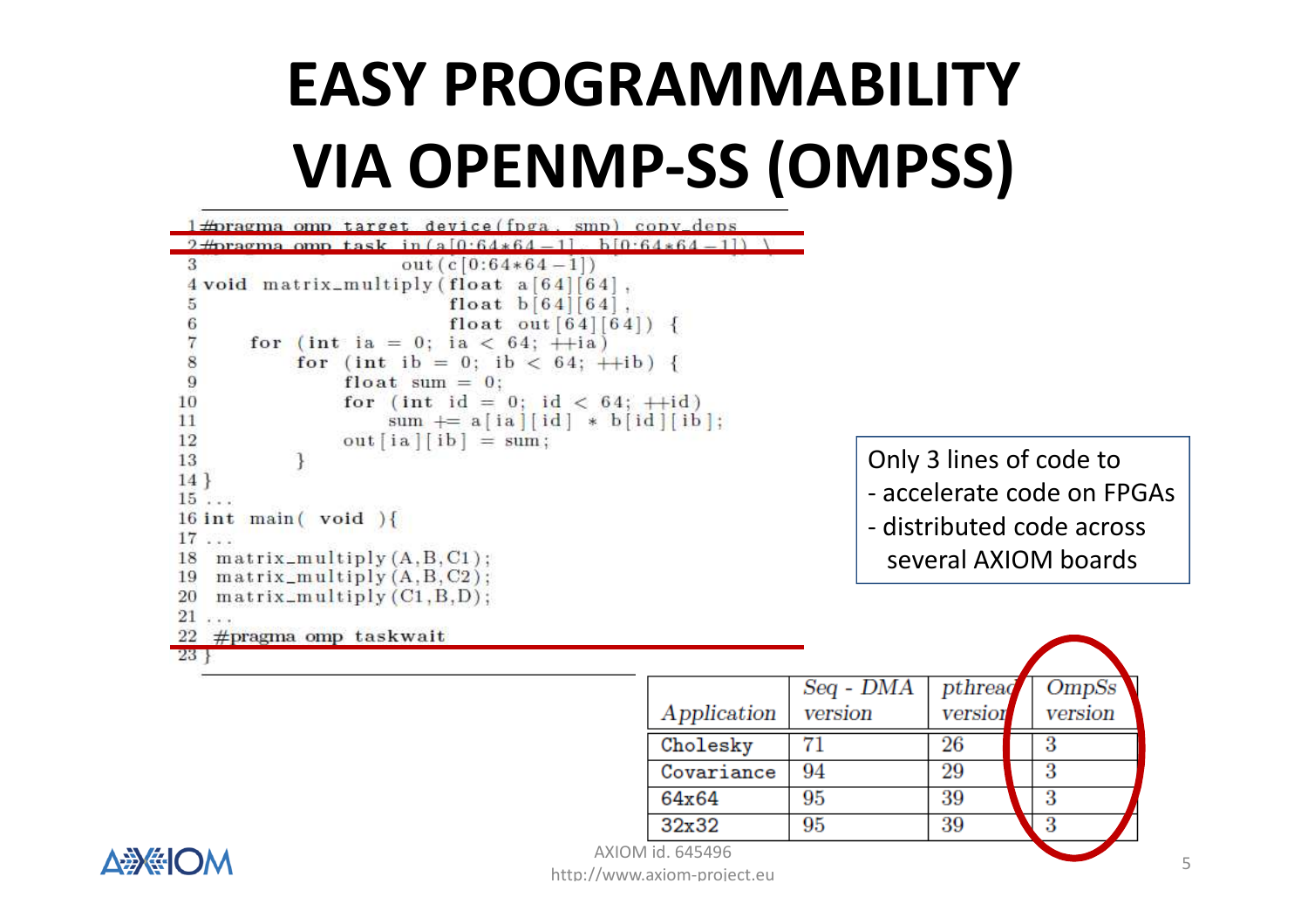# EASY PROGRAMMABILITY VIA OPENMP-SS (OMPSS)

```
1 #pragma omp target device(fpga, smp) copy_deps
2 #pragma omp task in(a[0:64*64-1], b[0:64*64-1]) \
3                  out(c[0:64*64-1])
4 void matrix_multiply(float a[64][64],
5                      float b[64][64],
6                      float out[64][64]) {
7     for (int ia = 0; ia < 64; ++ia)
8       for (int ib = 0; ib < 64; ++ib) {
9         float sum = 0;
10        for (int id = 0; id < 64; ++id)
11          sum += a[ia][id] * b[id][ib];
12        out[ia][ib] = sum;
13      }
14 }
15 ...
16 int main( void ){
17 ...
18  matrix_multiply(A,B,C1);
19  matrix_multiply(A,B,C2);
20  matrix_multiply(C1,B,D);
21 ...
22  #pragma omp taskwait
23 }
```

Only 3 lines of code to
- accelerate code on FPGAs
- distributed code across several AXIOM boards

| *Application* | *Seq - DMA version* | *pthread version* | *OmpSs version* |
|---|---|---|---|
| Cholesky | 71 | 26 | 3 |
| Covariance | 94 | 29 | 3 |
| 64x64 | 95 | 39 | 3 |
| 32x32 | 95 | 39 | 3 |

AXIOM id. 645496
http://www.axiom-project.eu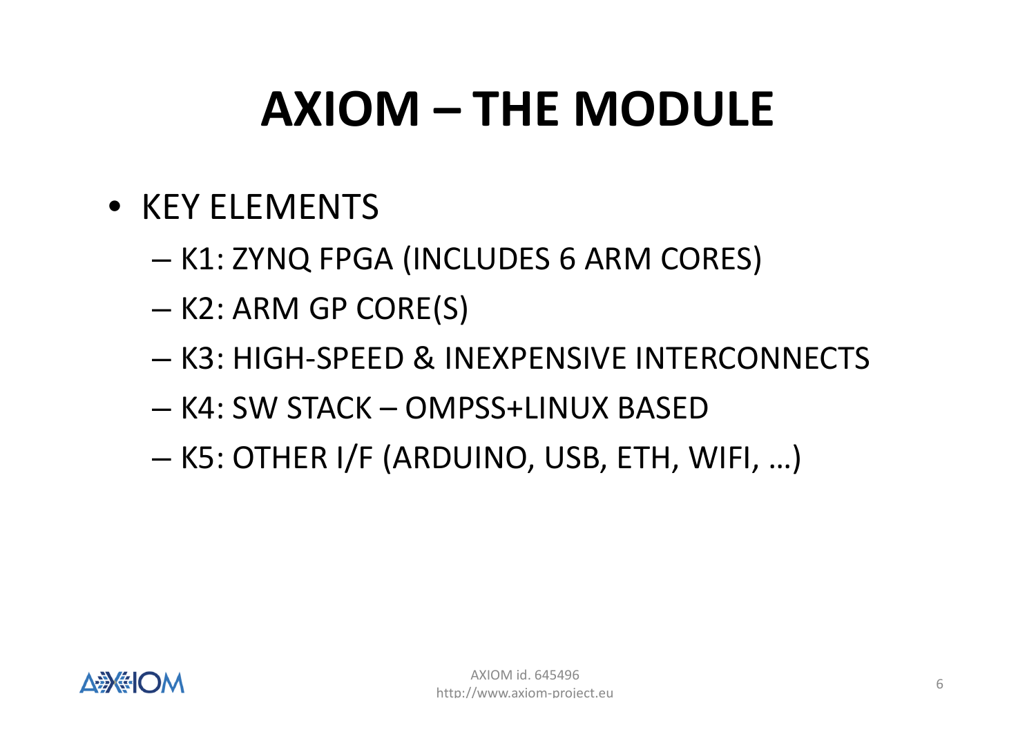# AXIOM – THE MODULE

- KEY ELEMENTS
  - K1: ZYNQ FPGA (INCLUDES 6 ARM CORES)
  - K2: ARM GP CORE(S)
  - K3: HIGH-SPEED & INEXPENSIVE INTERCONNECTS
  - K4: SW STACK – OMPSS+LINUX BASED
  - K5: OTHER I/F (ARDUINO, USB, ETH, WIFI, …)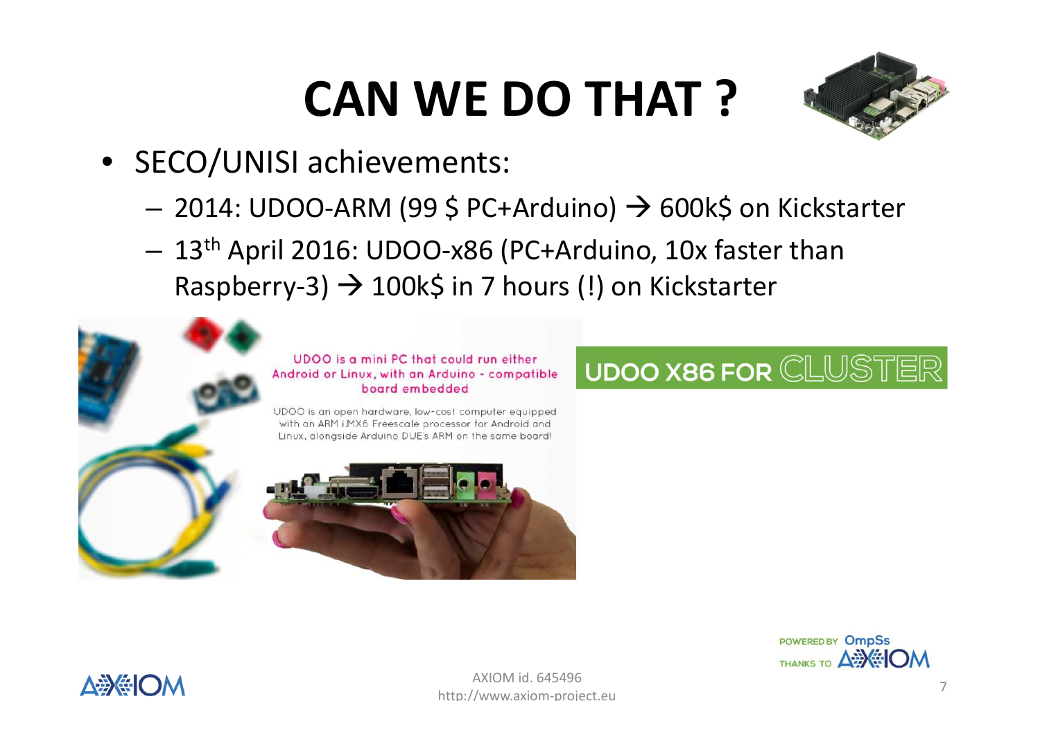# CAN WE DO THAT ?

- SECO/UNISI achievements:
  - 2014: UDOO-ARM (99 $ PC+Arduino) → 600k$ on Kickstarter
  - 13th April 2016: UDOO-x86 (PC+Arduino, 10x faster than Raspberry-3) → 100k$ in 7 hours (!) on Kickstarter

UDOO is a mini PC that could run either Android or Linux, with an Arduino - compatible board embedded

UDOO is an open hardware, low-cost computer equipped with an ARM i.MX6 Freescale processor for Android and Linux, alongside Arduino DUE's ARM on the same board!

UDOO X86 FOR CLUSTER

POWERED BY OmpSs THANKS TO AXIOM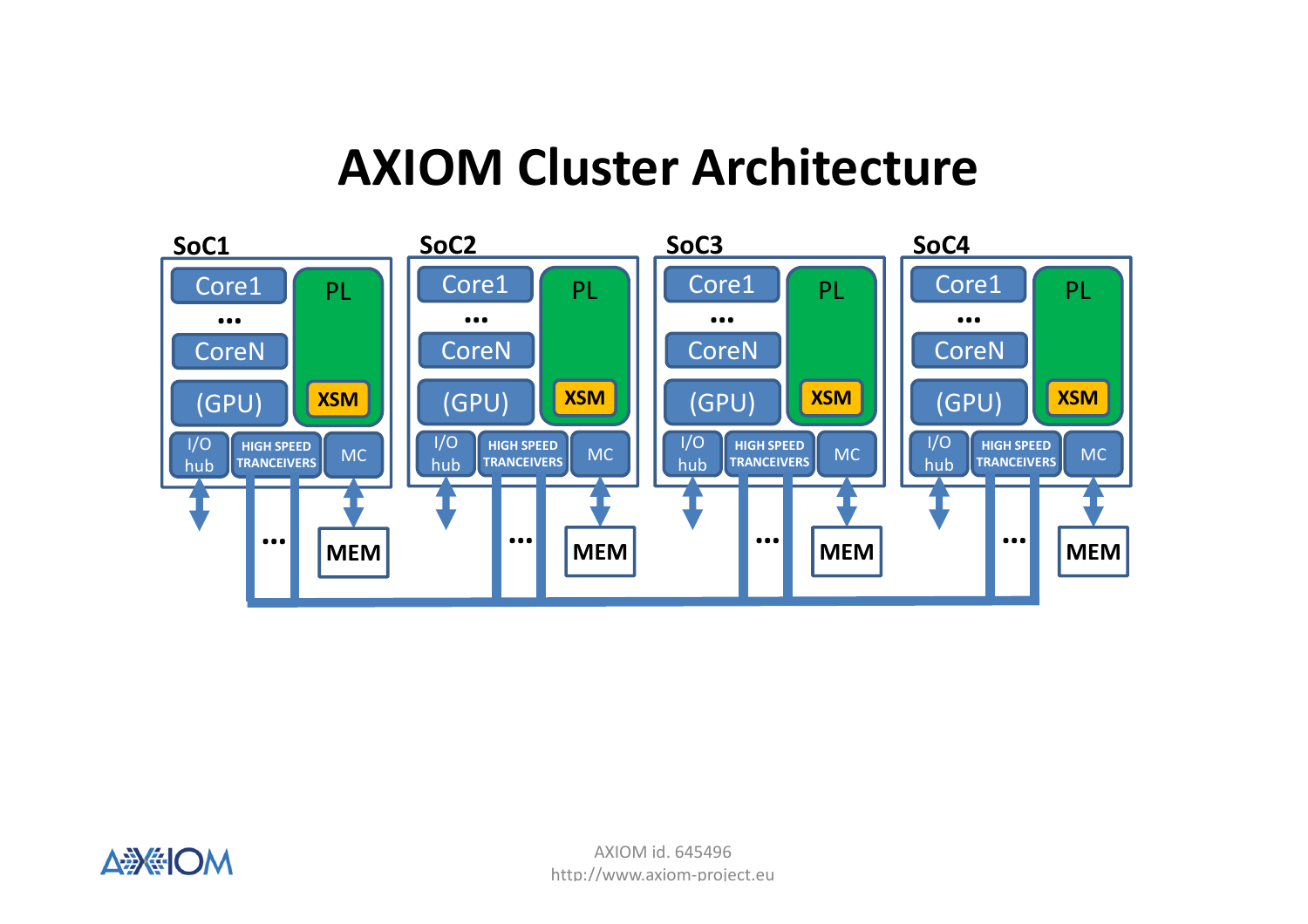# AXIOM Cluster Architecture

SoC1

Core1
...
CoreN
(GPU)

PL
XSM

I/O hub | HIGH SPEED TRANCEIVERS | MC

MEM

SoC2

Core1
...
CoreN
(GPU)

PL
XSM

I/O hub | HIGH SPEED TRANCEIVERS | MC

MEM

SoC3

Core1
...
CoreN
(GPU)

PL
XSM

I/O hub | HIGH SPEED TRANCEIVERS | MC

MEM

SoC4

Core1
...
CoreN
(GPU)

PL
XSM

I/O hub | HIGH SPEED TRANCEIVERS | MC

MEM

AXIOM id. 645496
http://www.axiom-project.eu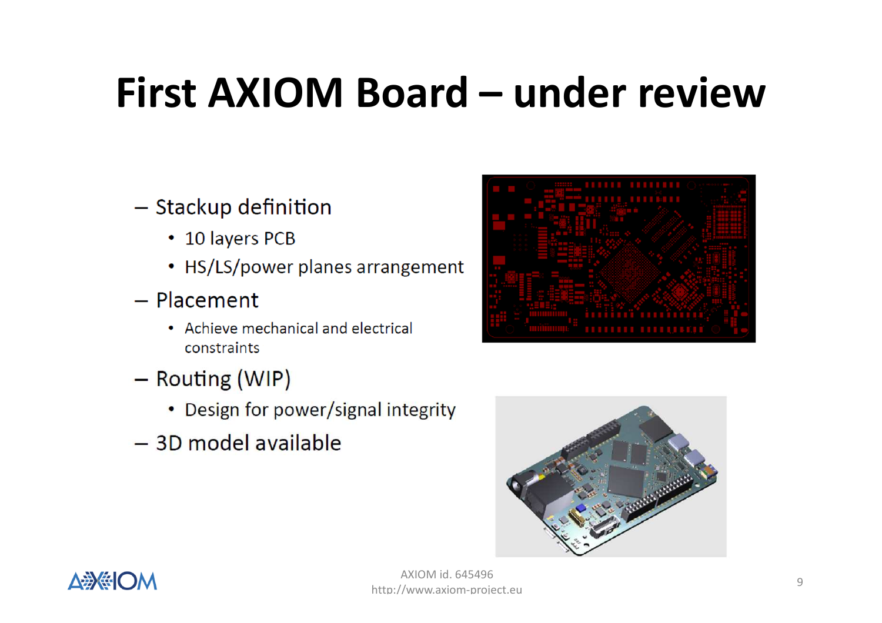# First AXIOM Board – under review

- Stackup definition
  - 10 layers PCB
  - HS/LS/power planes arrangement
- Placement
  - Achieve mechanical and electrical constraints
- Routing (WIP)
  - Design for power/signal integrity
- 3D model available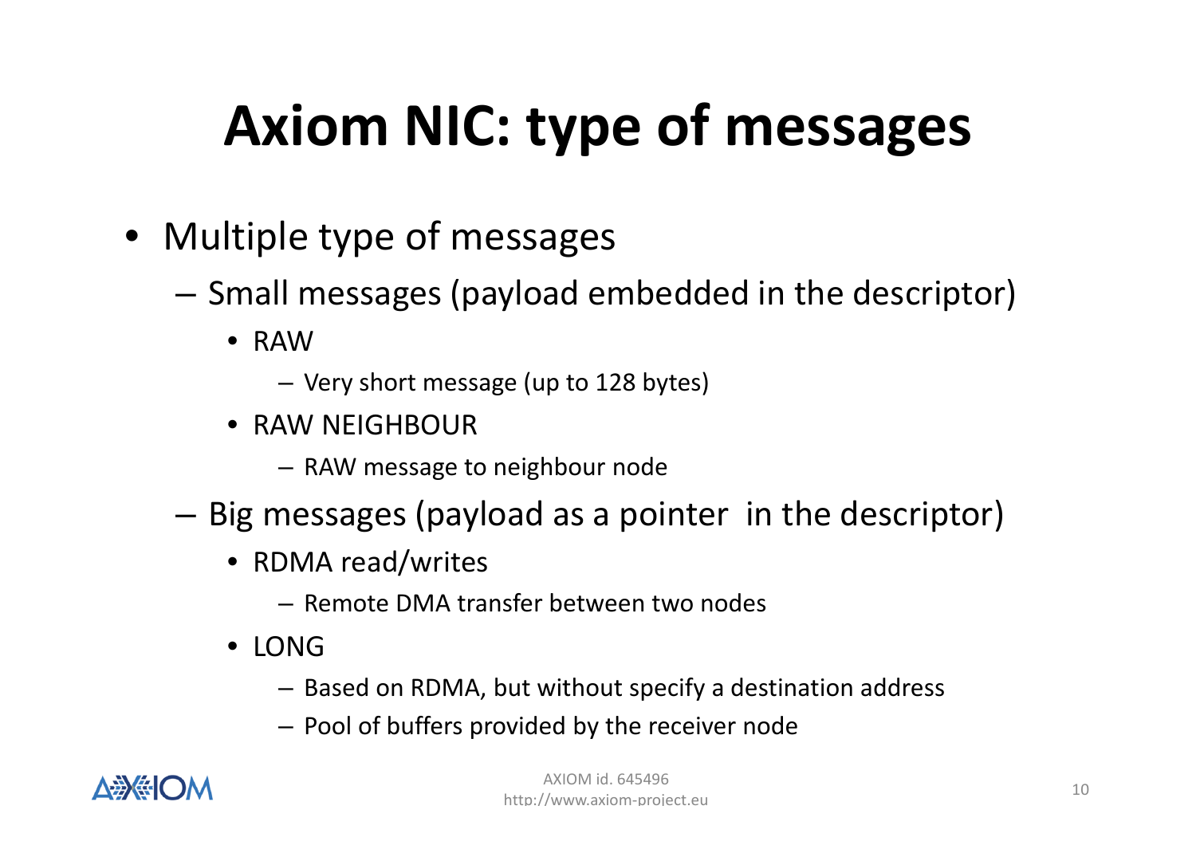# Axiom NIC: type of messages

- Multiple type of messages
  - Small messages (payload embedded in the descriptor)
    - RAW
      - Very short message (up to 128 bytes)
    - RAW NEIGHBOUR
      - RAW message to neighbour node
  - Big messages (payload as a pointer in the descriptor)
    - RDMA read/writes
      - Remote DMA transfer between two nodes
    - LONG
      - Based on RDMA, but without specify a destination address
      - Pool of buffers provided by the receiver node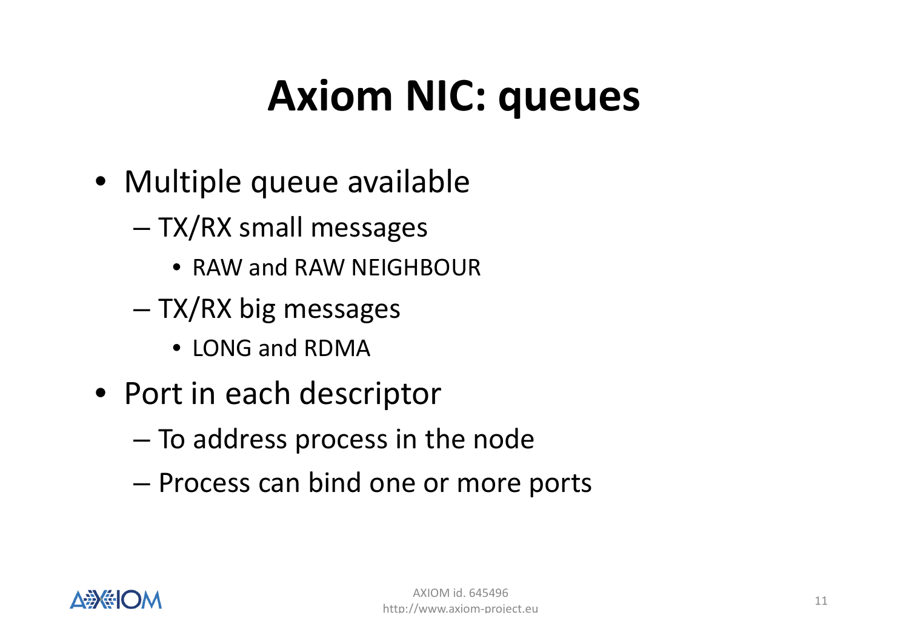# Axiom NIC: queues

- Multiple queue available
  - TX/RX small messages
    - RAW and RAW NEIGHBOUR
  - TX/RX big messages
    - LONG and RDMA
- Port in each descriptor
  - To address process in the node
  - Process can bind one or more ports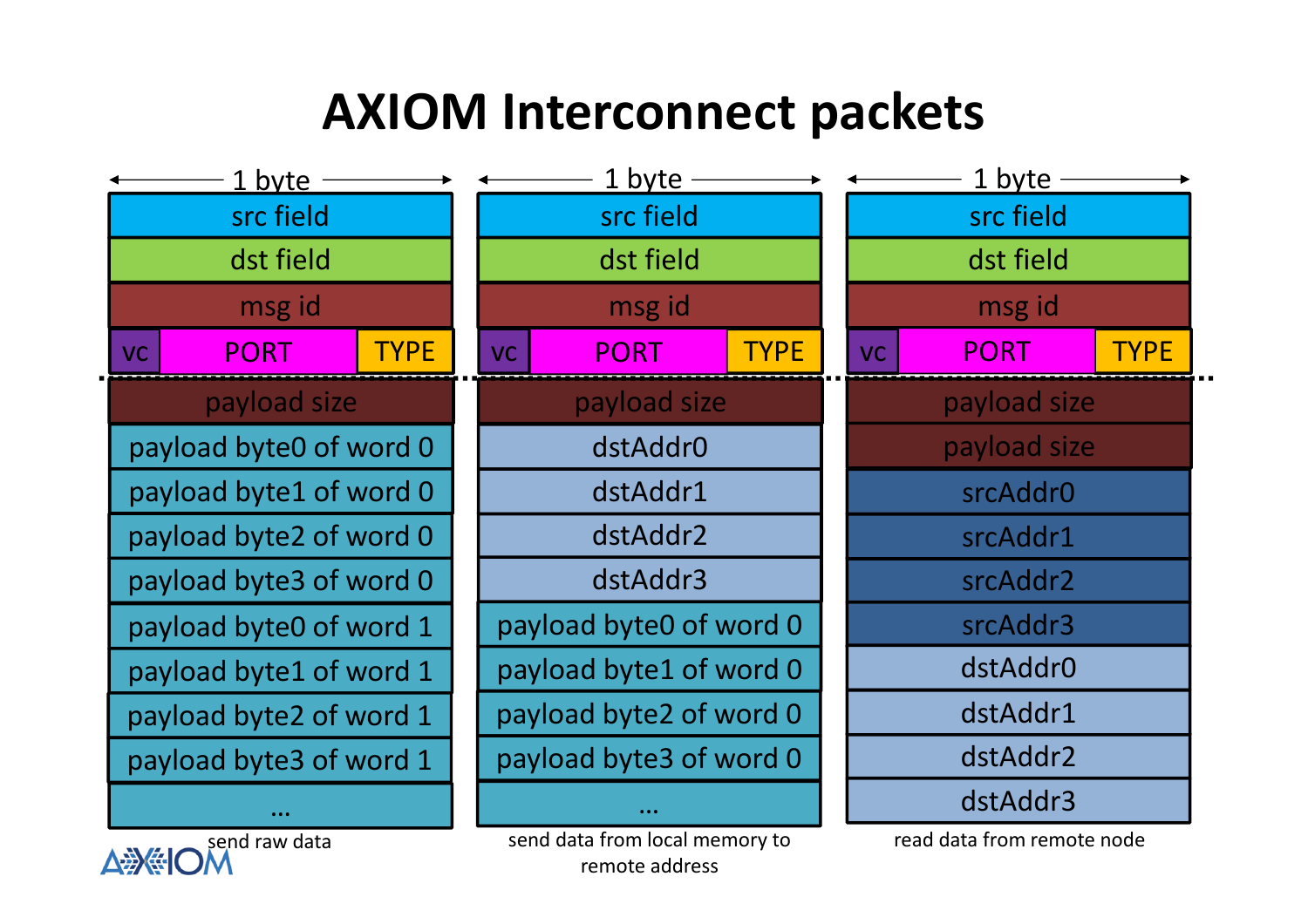# AXIOM Interconnect packets

**send raw data** (1 byte wide)

| 1 byte | | |
|---|---|---|
| src field | | |
| dst field | | |
| msg id | | |
| vc | PORT | TYPE |
| payload size | | |
| payload byte0 of word 0 | | |
| payload byte1 of word 0 | | |
| payload byte2 of word 0 | | |
| payload byte3 of word 0 | | |
| payload byte0 of word 1 | | |
| payload byte1 of word 1 | | |
| payload byte2 of word 1 | | |
| payload byte3 of word 1 | | |
| … | | |

send raw data

**send data from local memory to remote address** (1 byte wide)

| 1 byte | | |
|---|---|---|
| src field | | |
| dst field | | |
| msg id | | |
| vc | PORT | TYPE |
| payload size | | |
| dstAddr0 | | |
| dstAddr1 | | |
| dstAddr2 | | |
| dstAddr3 | | |
| payload byte0 of word 0 | | |
| payload byte1 of word 0 | | |
| payload byte2 of word 0 | | |
| payload byte3 of word 0 | | |
| … | | |

send data from local memory to remote address

**read data from remote node** (1 byte wide)

| 1 byte | | |
|---|---|---|
| src field | | |
| dst field | | |
| msg id | | |
| vc | PORT | TYPE |
| payload size | | |
| payload size | | |
| srcAddr0 | | |
| srcAddr1 | | |
| srcAddr2 | | |
| srcAddr3 | | |
| dstAddr0 | | |
| dstAddr1 | | |
| dstAddr2 | | |
| dstAddr3 | | |

read data from remote node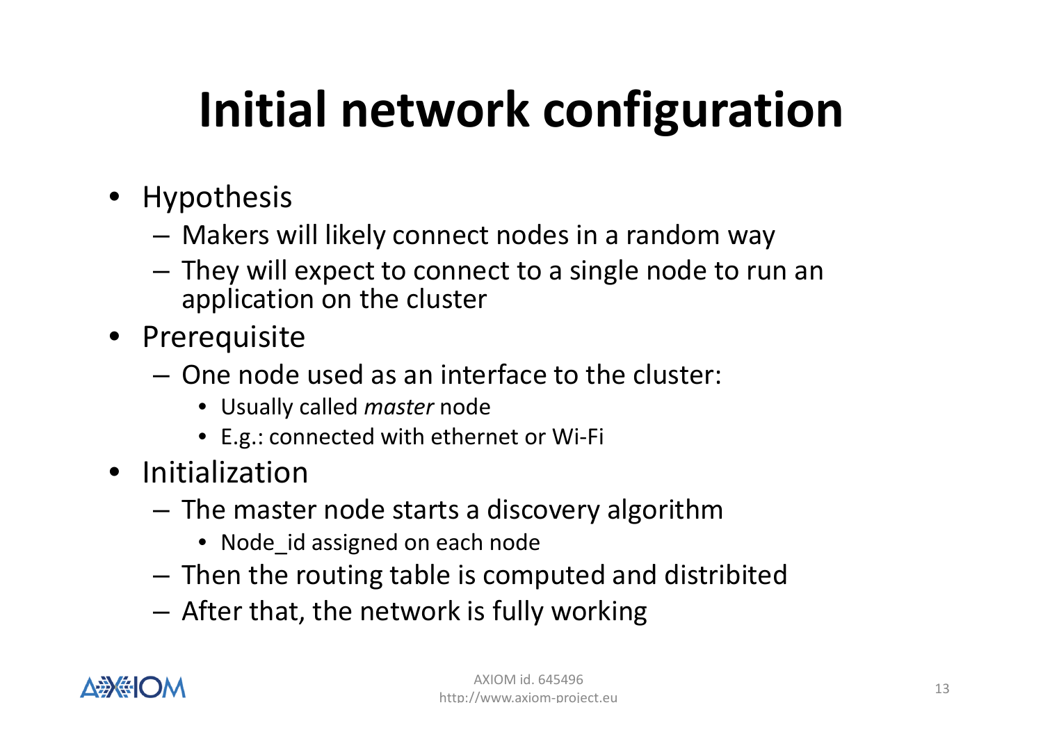# Initial network configuration

- Hypothesis
  - Makers will likely connect nodes in a random way
  - They will expect to connect to a single node to run an application on the cluster
- Prerequisite
  - One node used as an interface to the cluster:
    - Usually called *master* node
    - E.g.: connected with ethernet or Wi-Fi
- Initialization
  - The master node starts a discovery algorithm
    - Node_id assigned on each node
  - Then the routing table is computed and distribited
  - After that, the network is fully working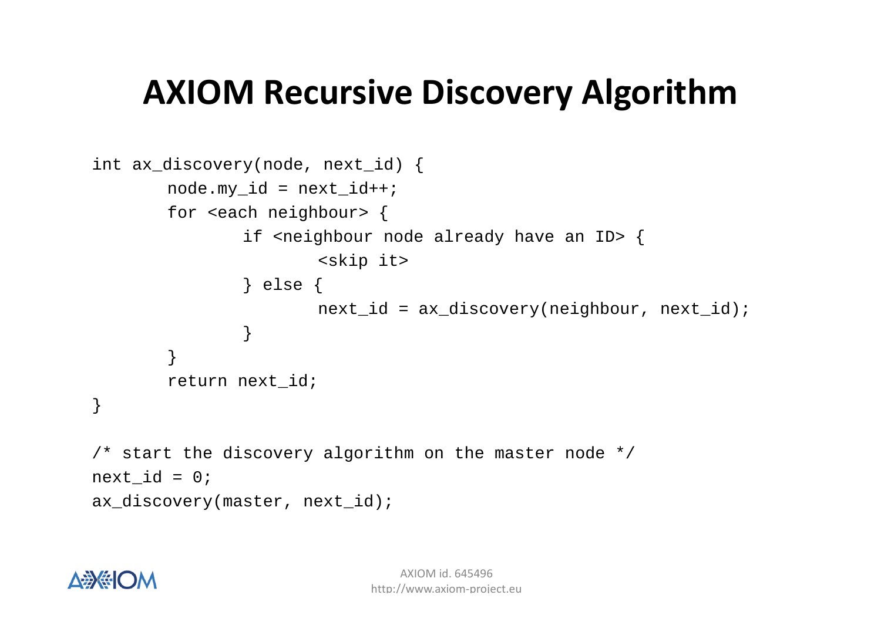# AXIOM Recursive Discovery Algorithm

```
int ax_discovery(node, next_id) {
        node.my_id = next_id++;
        for <each neighbour> {
                if <neighbour node already have an ID> {
                        <skip it>
                } else {
                        next_id = ax_discovery(neighbour, next_id);
                }
        }
        return next_id;
}

/* start the discovery algorithm on the master node */
next_id = 0;
ax_discovery(master, next_id);
```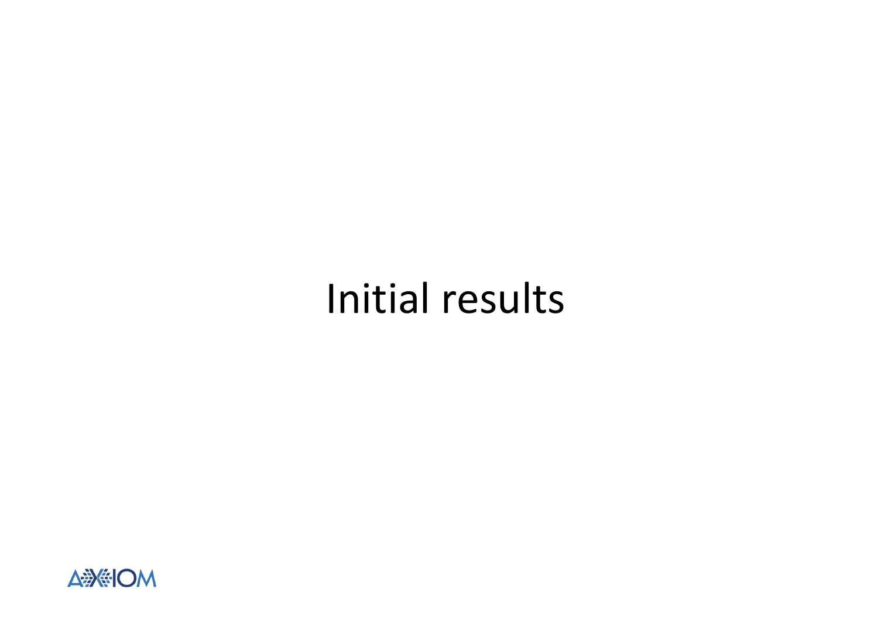# Initial results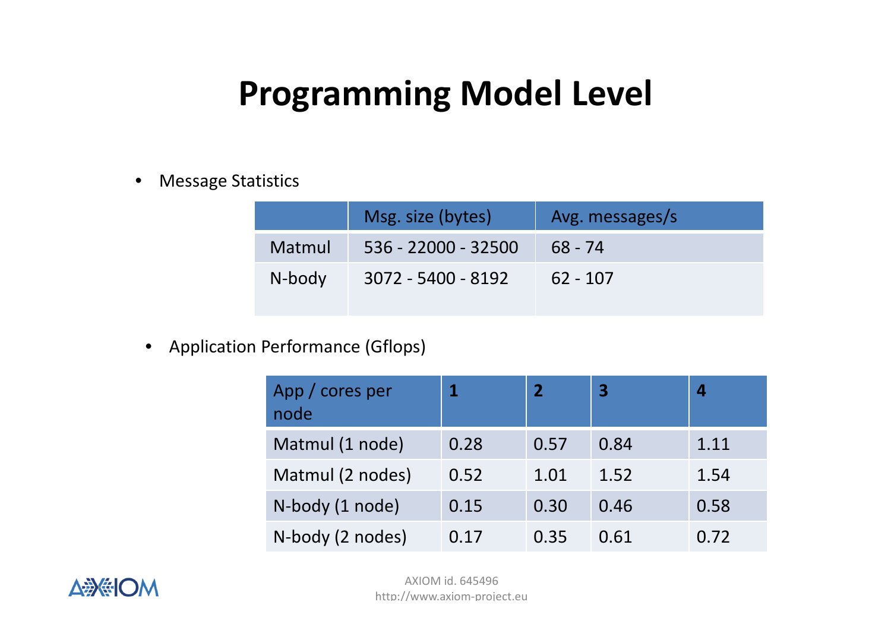# Programming Model Level

- Message Statistics

| | Msg. size (bytes) | Avg. messages/s |
|---|---|---|
| Matmul | 536 - 22000 - 32500 | 68 - 74 |
| N-body | 3072 - 5400 - 8192 | 62 - 107 |

- Application Performance (Gflops)

| App / cores per node | 1 | 2 | 3 | 4 |
|---|---|---|---|---|
| Matmul (1 node) | 0.28 | 0.57 | 0.84 | 1.11 |
| Matmul (2 nodes) | 0.52 | 1.01 | 1.52 | 1.54 |
| N-body (1 node) | 0.15 | 0.30 | 0.46 | 0.58 |
| N-body (2 nodes) | 0.17 | 0.35 | 0.61 | 0.72 |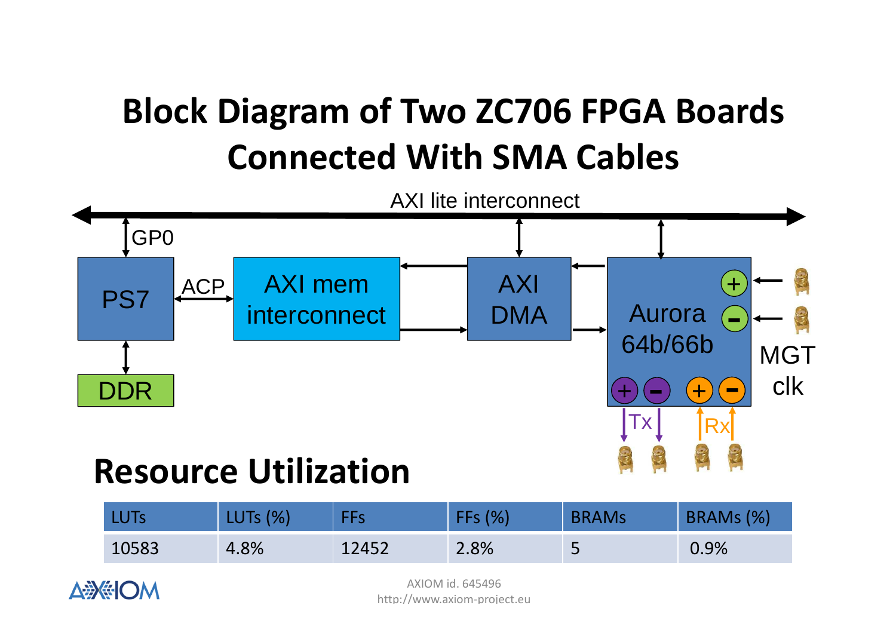# Block Diagram of Two ZC706 FPGA Boards Connected With SMA Cables

AXI lite interconnect

GP0

PS7

ACP

AXI mem interconnect

AXI DMA

Aurora 64b/66b

DDR

MGT clk

Tx

Rx

## Resource Utilization

| LUTs | LUTs (%) | FFs | FFs (%) | BRAMs | BRAMs (%) |
|---|---|---|---|---|---|
| 10583 | 4.8% | 12452 | 2.8% | 5 | 0.9% |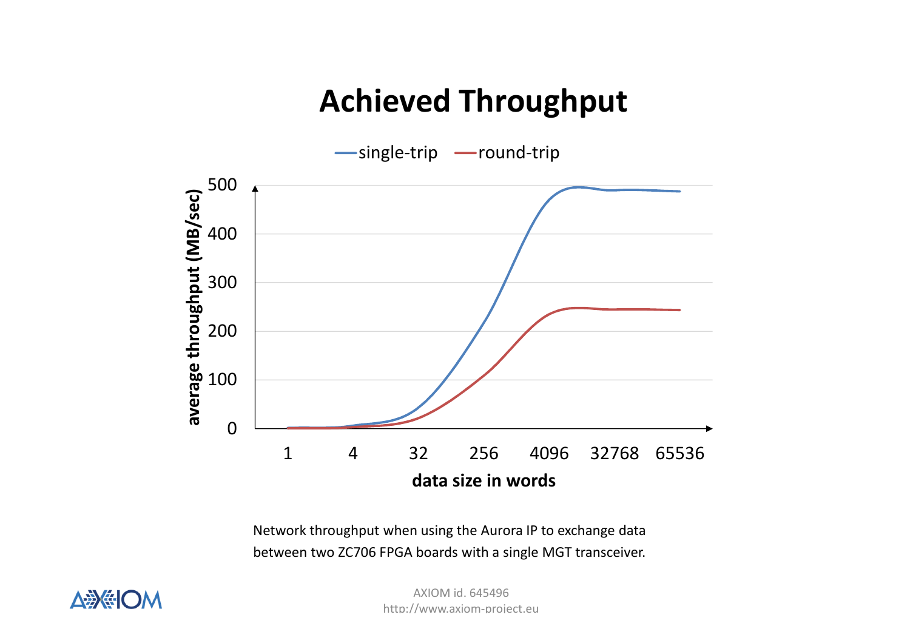# Achieved Throughput

Network throughput when using the Aurora IP to exchange data between two ZC706 FPGA boards with a single MGT transceiver.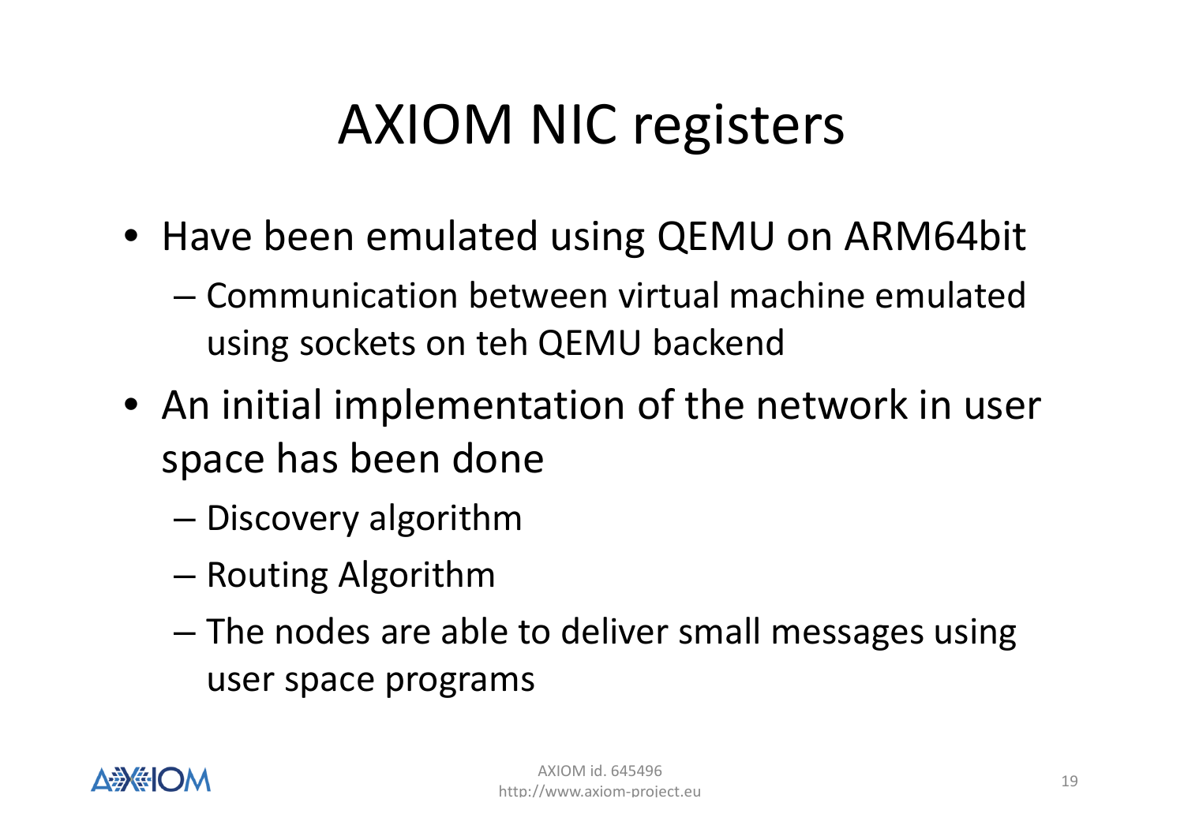# AXIOM NIC registers

- Have been emulated using QEMU on ARM64bit
  - Communication between virtual machine emulated using sockets on teh QEMU backend
- An initial implementation of the network in user space has been done
  - Discovery algorithm
  - Routing Algorithm
  - The nodes are able to deliver small messages using user space programs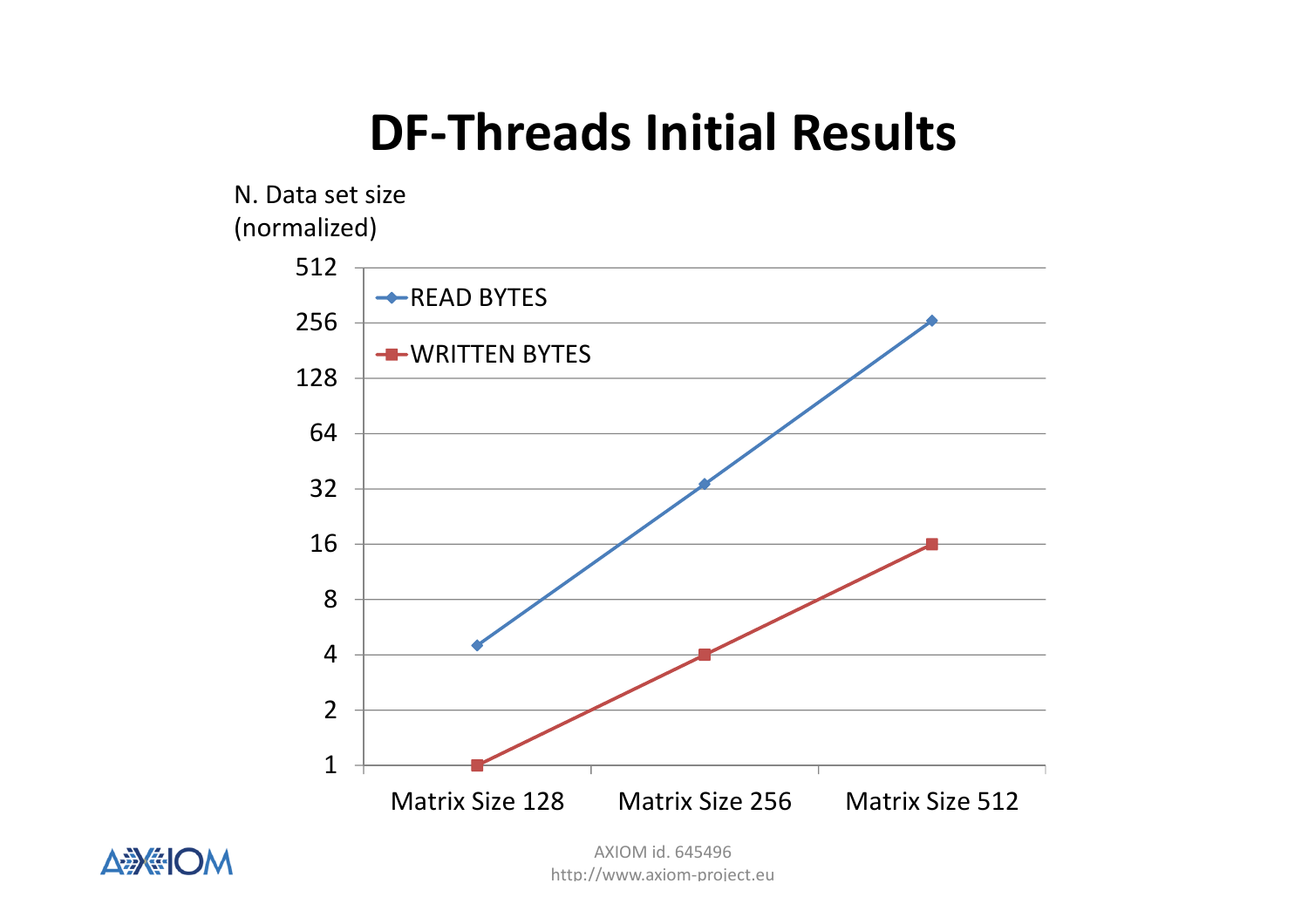# DF-Threads Initial Results

N. Data set size (normalized)

512
256
128
64
32
16
8
4
2
1

READ BYTES

WRITTEN BYTES

Matrix Size 128 | Matrix Size 256 | Matrix Size 512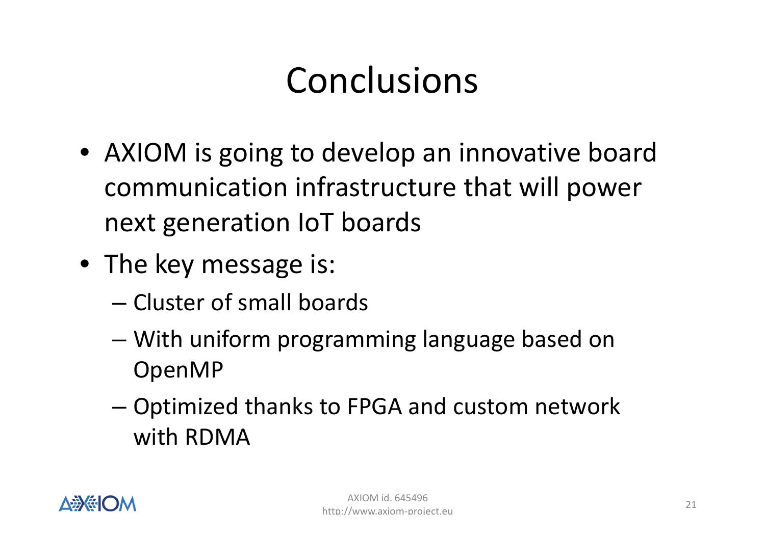# Conclusions

- AXIOM is going to develop an innovative board communication infrastructure that will power next generation IoT boards
- The key message is:
  - Cluster of small boards
  - With uniform programming language based on OpenMP
  - Optimized thanks to FPGA and custom network with RDMA

AXIOM id. 645496
http://www.axiom-project.eu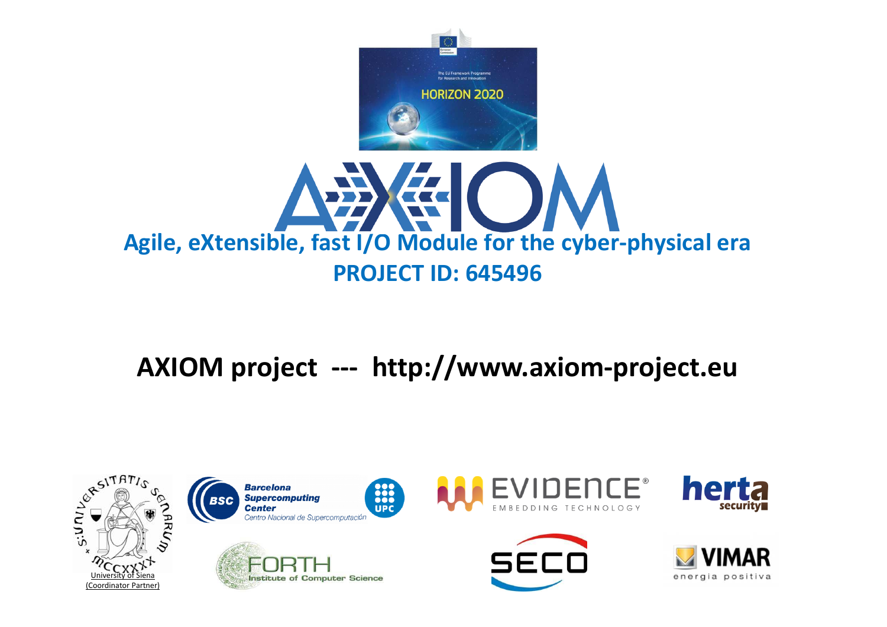# Agile, eXtensible, fast I/O Module for the cyber-physical era

## PROJECT ID: 645496

**AXIOM project --- http://www.axiom-project.eu**

University of Siena
(Coordinator Partner)